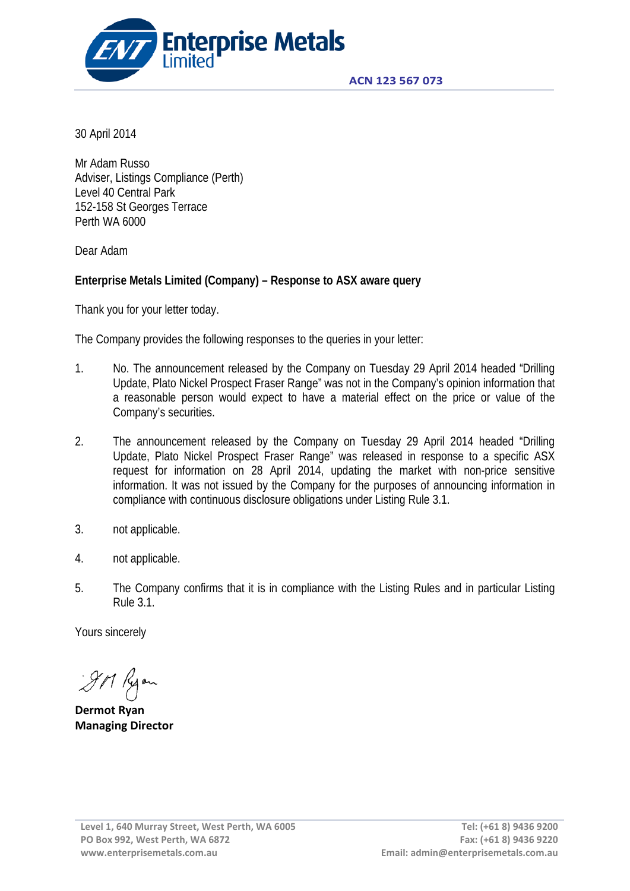**Enterprise Metals Limited**

**ACN 123 567 073**

30 April 2014

Mr Adam Russo
Adviser, Listings Compliance (Perth)
Level 40 Central Park
152-158 St Georges Terrace
Perth WA 6000

Dear Adam

**Enterprise Metals Limited (Company) – Response to ASX aware query**

Thank you for your letter today.

The Company provides the following responses to the queries in your letter:

1. No. The announcement released by the Company on Tuesday 29 April 2014 headed "Drilling Update, Plato Nickel Prospect Fraser Range" was not in the Company's opinion information that a reasonable person would expect to have a material effect on the price or value of the Company's securities.

2. The announcement released by the Company on Tuesday 29 April 2014 headed "Drilling Update, Plato Nickel Prospect Fraser Range" was released in response to a specific ASX request for information on 28 April 2014, updating the market with non-price sensitive information. It was not issued by the Company for the purposes of announcing information in compliance with continuous disclosure obligations under Listing Rule 3.1.

3. not applicable.

4. not applicable.

5. The Company confirms that it is in compliance with the Listing Rules and in particular Listing Rule 3.1.

Yours sincerely

**Dermot Ryan**
**Managing Director**

Level 1, 640 Murray Street, West Perth, WA 6005
PO Box 992, West Perth, WA 6872
www.enterprisemetals.com.au

Tel: (+61 8) 9436 9200
Fax: (+61 8) 9436 9220
Email: admin@enterprisemetals.com.au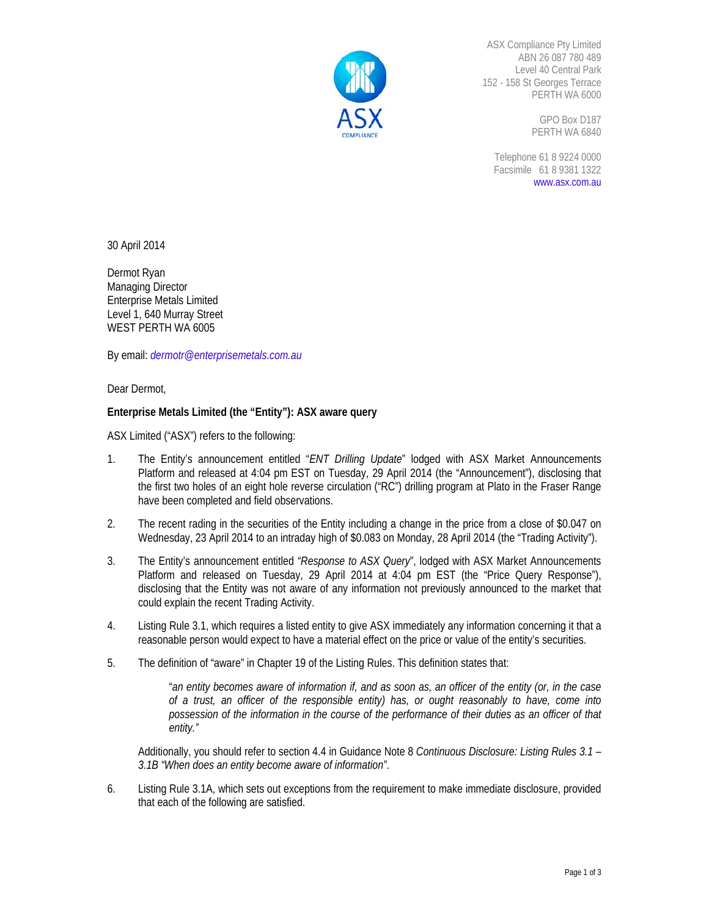ASX Compliance Pty Limited
ABN 26 087 780 489
Level 40 Central Park
152 - 158 St Georges Terrace
PERTH WA 6000

GPO Box D187
PERTH WA 6840

Telephone 61 8 9224 0000
Facsimile 61 8 9381 1322
www.asx.com.au

30 April 2014

Dermot Ryan
Managing Director
Enterprise Metals Limited
Level 1, 640 Murray Street
WEST PERTH WA 6005

By email: *dermotr@enterprisemetals.com.au*

Dear Dermot,

**Enterprise Metals Limited (the "Entity"): ASX aware query**

ASX Limited ("ASX") refers to the following:

1. The Entity's announcement entitled "*ENT Drilling Update*" lodged with ASX Market Announcements Platform and released at 4:04 pm EST on Tuesday, 29 April 2014 (the "Announcement"), disclosing that the first two holes of an eight hole reverse circulation ("RC") drilling program at Plato in the Fraser Range have been completed and field observations.

2. The recent rading in the securities of the Entity including a change in the price from a close of $0.047 on Wednesday, 23 April 2014 to an intraday high of $0.083 on Monday, 28 April 2014 (the "Trading Activity").

3. The Entity's announcement entitled *"Response to ASX Query*", lodged with ASX Market Announcements Platform and released on Tuesday, 29 April 2014 at 4:04 pm EST (the "Price Query Response"), disclosing that the Entity was not aware of any information not previously announced to the market that could explain the recent Trading Activity.

4. Listing Rule 3.1, which requires a listed entity to give ASX immediately any information concerning it that a reasonable person would expect to have a material effect on the price or value of the entity's securities.

5. The definition of "aware" in Chapter 19 of the Listing Rules. This definition states that:

   "*an entity becomes aware of information if, and as soon as, an officer of the entity (or, in the case of a trust, an officer of the responsible entity) has, or ought reasonably to have, come into possession of the information in the course of the performance of their duties as an officer of that entity."*

   Additionally, you should refer to section 4.4 in Guidance Note 8 *Continuous Disclosure: Listing Rules 3.1 – 3.1B "When does an entity become aware of information"*.

6. Listing Rule 3.1A, which sets out exceptions from the requirement to make immediate disclosure, provided that each of the following are satisfied.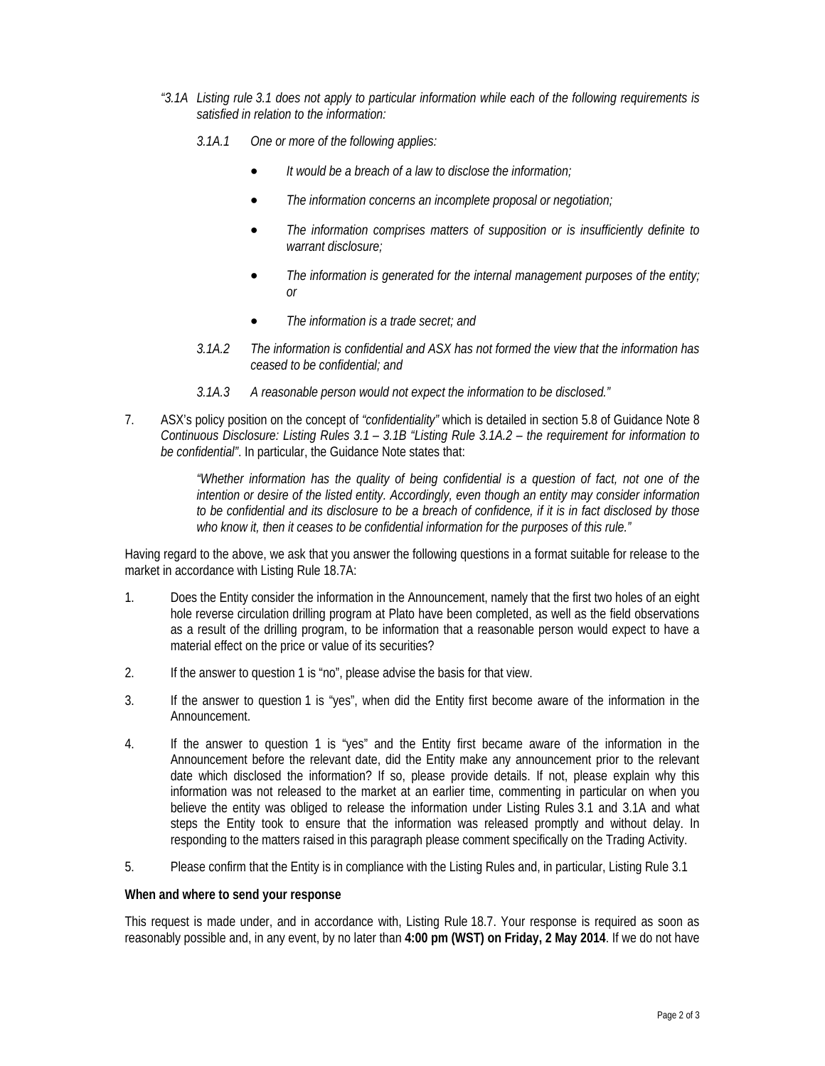*"3.1A Listing rule 3.1 does not apply to particular information while each of the following requirements is satisfied in relation to the information:*

*3.1A.1 One or more of the following applies:*

- *It would be a breach of a law to disclose the information;*
- *The information concerns an incomplete proposal or negotiation;*
- *The information comprises matters of supposition or is insufficiently definite to warrant disclosure;*
- *The information is generated for the internal management purposes of the entity; or*
- *The information is a trade secret; and*

*3.1A.2 The information is confidential and ASX has not formed the view that the information has ceased to be confidential; and*

*3.1A.3 A reasonable person would not expect the information to be disclosed."*

7. ASX's policy position on the concept of *"confidentiality"* which is detailed in section 5.8 of Guidance Note 8 *Continuous Disclosure: Listing Rules 3.1 – 3.1B "Listing Rule 3.1A.2 – the requirement for information to be confidential"*. In particular, the Guidance Note states that:

   *"Whether information has the quality of being confidential is a question of fact, not one of the intention or desire of the listed entity. Accordingly, even though an entity may consider information to be confidential and its disclosure to be a breach of confidence, if it is in fact disclosed by those who know it, then it ceases to be confidential information for the purposes of this rule."*

Having regard to the above, we ask that you answer the following questions in a format suitable for release to the market in accordance with Listing Rule 18.7A:

1. Does the Entity consider the information in the Announcement, namely that the first two holes of an eight hole reverse circulation drilling program at Plato have been completed, as well as the field observations as a result of the drilling program, to be information that a reasonable person would expect to have a material effect on the price or value of its securities?

2. If the answer to question 1 is "no", please advise the basis for that view.

3. If the answer to question 1 is "yes", when did the Entity first become aware of the information in the Announcement.

4. If the answer to question 1 is "yes" and the Entity first became aware of the information in the Announcement before the relevant date, did the Entity make any announcement prior to the relevant date which disclosed the information? If so, please provide details. If not, please explain why this information was not released to the market at an earlier time, commenting in particular on when you believe the entity was obliged to release the information under Listing Rules 3.1 and 3.1A and what steps the Entity took to ensure that the information was released promptly and without delay. In responding to the matters raised in this paragraph please comment specifically on the Trading Activity.

5. Please confirm that the Entity is in compliance with the Listing Rules and, in particular, Listing Rule 3.1

**When and where to send your response**

This request is made under, and in accordance with, Listing Rule 18.7. Your response is required as soon as reasonably possible and, in any event, by no later than **4:00 pm (WST) on Friday, 2 May 2014**. If we do not have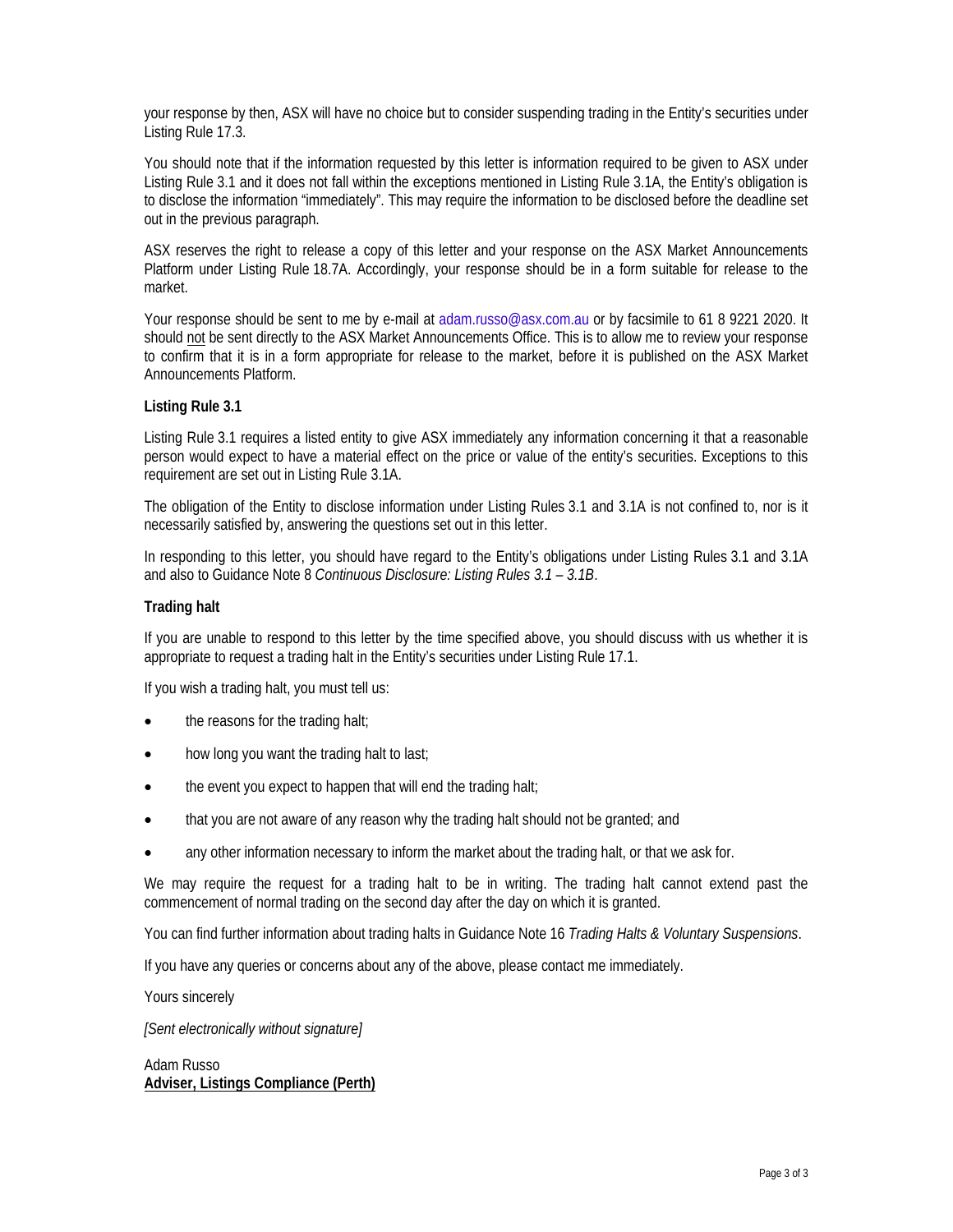your response by then, ASX will have no choice but to consider suspending trading in the Entity's securities under Listing Rule 17.3.

You should note that if the information requested by this letter is information required to be given to ASX under Listing Rule 3.1 and it does not fall within the exceptions mentioned in Listing Rule 3.1A, the Entity's obligation is to disclose the information "immediately". This may require the information to be disclosed before the deadline set out in the previous paragraph.

ASX reserves the right to release a copy of this letter and your response on the ASX Market Announcements Platform under Listing Rule 18.7A. Accordingly, your response should be in a form suitable for release to the market.

Your response should be sent to me by e-mail at adam.russo@asx.com.au or by facsimile to 61 8 9221 2020. It should not be sent directly to the ASX Market Announcements Office. This is to allow me to review your response to confirm that it is in a form appropriate for release to the market, before it is published on the ASX Market Announcements Platform.

**Listing Rule 3.1**

Listing Rule 3.1 requires a listed entity to give ASX immediately any information concerning it that a reasonable person would expect to have a material effect on the price or value of the entity's securities. Exceptions to this requirement are set out in Listing Rule 3.1A.

The obligation of the Entity to disclose information under Listing Rules 3.1 and 3.1A is not confined to, nor is it necessarily satisfied by, answering the questions set out in this letter.

In responding to this letter, you should have regard to the Entity's obligations under Listing Rules 3.1 and 3.1A and also to Guidance Note 8 *Continuous Disclosure: Listing Rules 3.1 – 3.1B*.

**Trading halt**

If you are unable to respond to this letter by the time specified above, you should discuss with us whether it is appropriate to request a trading halt in the Entity's securities under Listing Rule 17.1.

If you wish a trading halt, you must tell us:

- the reasons for the trading halt;
- how long you want the trading halt to last;
- the event you expect to happen that will end the trading halt;
- that you are not aware of any reason why the trading halt should not be granted; and
- any other information necessary to inform the market about the trading halt, or that we ask for.

We may require the request for a trading halt to be in writing. The trading halt cannot extend past the commencement of normal trading on the second day after the day on which it is granted.

You can find further information about trading halts in Guidance Note 16 *Trading Halts & Voluntary Suspensions*.

If you have any queries or concerns about any of the above, please contact me immediately.

Yours sincerely

*[Sent electronically without signature]*

Adam Russo
**Adviser, Listings Compliance (Perth)**